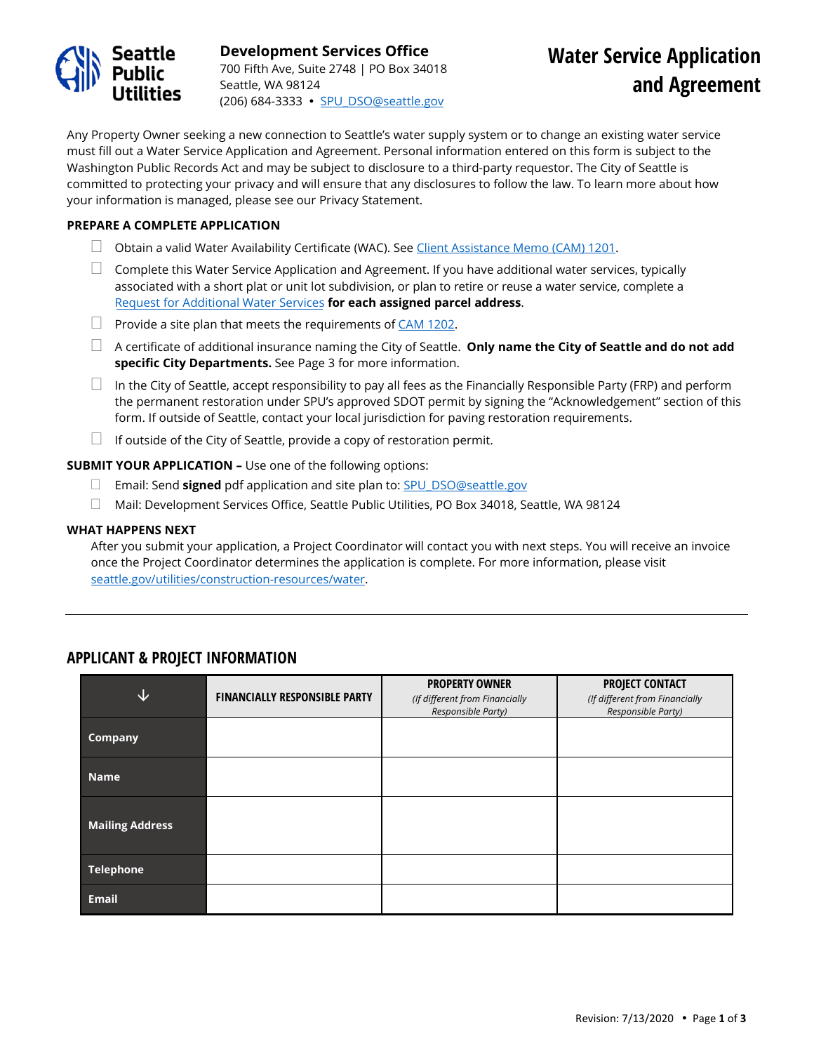Seattle Public Utilities

**Development Services Office**
700 Fifth Ave, Suite 2748 | PO Box 34018
Seattle, WA 98124
(206) 684-3333 • SPU_DSO@seattle.gov

# Water Service Application and Agreement

Any Property Owner seeking a new connection to Seattle's water supply system or to change an existing water service must fill out a Water Service Application and Agreement. Personal information entered on this form is subject to the Washington Public Records Act and may be subject to disclosure to a third-party requestor. The City of Seattle is committed to protecting your privacy and will ensure that any disclosures to follow the law. To learn more about how your information is managed, please see our Privacy Statement.

**PREPARE A COMPLETE APPLICATION**

- ☐ Obtain a valid Water Availability Certificate (WAC). See Client Assistance Memo (CAM) 1201.
- ☐ Complete this Water Service Application and Agreement. If you have additional water services, typically associated with a short plat or unit lot subdivision, or plan to retire or reuse a water service, complete a Request for Additional Water Services **for each assigned parcel address**.
- ☐ Provide a site plan that meets the requirements of CAM 1202.
- ☐ A certificate of additional insurance naming the City of Seattle. **Only name the City of Seattle and do not add specific City Departments.** See Page 3 for more information.
- ☐ In the City of Seattle, accept responsibility to pay all fees as the Financially Responsible Party (FRP) and perform the permanent restoration under SPU's approved SDOT permit by signing the "Acknowledgement" section of this form. If outside of Seattle, contact your local jurisdiction for paving restoration requirements.
- ☐ If outside of the City of Seattle, provide a copy of restoration permit.

**SUBMIT YOUR APPLICATION –** Use one of the following options:

- ☐ Email: Send **signed** pdf application and site plan to: SPU_DSO@seattle.gov
- ☐ Mail: Development Services Office, Seattle Public Utilities, PO Box 34018, Seattle, WA 98124

**WHAT HAPPENS NEXT**

After you submit your application, a Project Coordinator will contact you with next steps. You will receive an invoice once the Project Coordinator determines the application is complete. For more information, please visit seattle.gov/utilities/construction-resources/water.

---

## APPLICANT & PROJECT INFORMATION

| ↓ | FINANCIALLY RESPONSIBLE PARTY | PROPERTY OWNER *(If different from Financially Responsible Party)* | PROJECT CONTACT *(If different from Financially Responsible Party)* |
|---|---|---|---|
| **Company** | | | |
| **Name** | | | |
| **Mailing Address** | | | |
| **Telephone** | | | |
| **Email** | | | |

Revision: 7/13/2020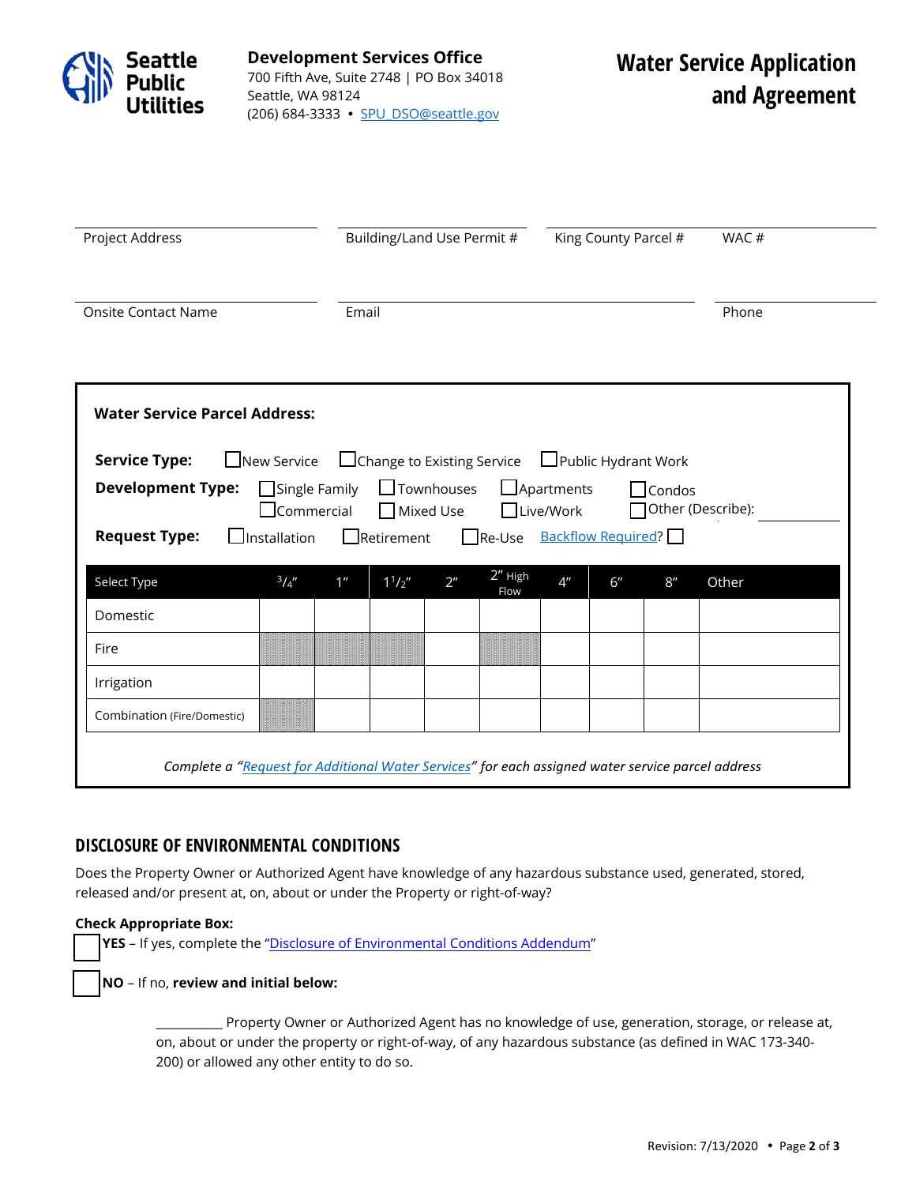Seattle Public Utilities

**Development Services Office**
700 Fifth Ave, Suite 2748 | PO Box 34018
Seattle, WA 98124
(206) 684-3333 • SPU_DSO@seattle.gov

# Water Service Application and Agreement

| Project Address | Building/Land Use Permit # | King County Parcel # | WAC # |
|---|---|---|---|
| | | | |

| Onsite Contact Name | Email | Phone |
|---|---|---|
| | | |

**Water Service Parcel Address:**

**Service Type:** ☐ New Service ☐ Change to Existing Service ☐ Public Hydrant Work

**Development Type:** ☐ Single Family ☐ Townhouses ☐ Apartments ☐ Condos ☐ Commercial ☐ Mixed Use ☐ Live/Work ☐ Other (Describe): ______

**Request Type:** ☐ Installation ☐ Retirement ☐ Re-Use Backflow Required? ☐

| Select Type | $^3/_4$" | 1" | $1^1/_2$" | 2" | 2" High Flow | 4" | 6" | 8" | Other |
|---|---|---|---|---|---|---|---|---|---|
| Domestic | | | | | | | | | |
| Fire | | | | | | | | | |
| Irrigation | | | | | | | | | |
| Combination (Fire/Domestic) | | | | | | | | | |

*Complete a "Request for Additional Water Services" for each assigned water service parcel address*

## DISCLOSURE OF ENVIRONMENTAL CONDITIONS

Does the Property Owner or Authorized Agent have knowledge of any hazardous substance used, generated, stored, released and/or present at, on, about or under the Property or right-of-way?

**Check Appropriate Box:**

☐ **YES** – If yes, complete the "Disclosure of Environmental Conditions Addendum"

☐ **NO** – If no, **review and initial below:**

__________ Property Owner or Authorized Agent has no knowledge of use, generation, storage, or release at, on, about or under the property or right-of-way, of any hazardous substance (as defined in WAC 173-340-200) or allowed any other entity to do so.

Revision: 7/13/2020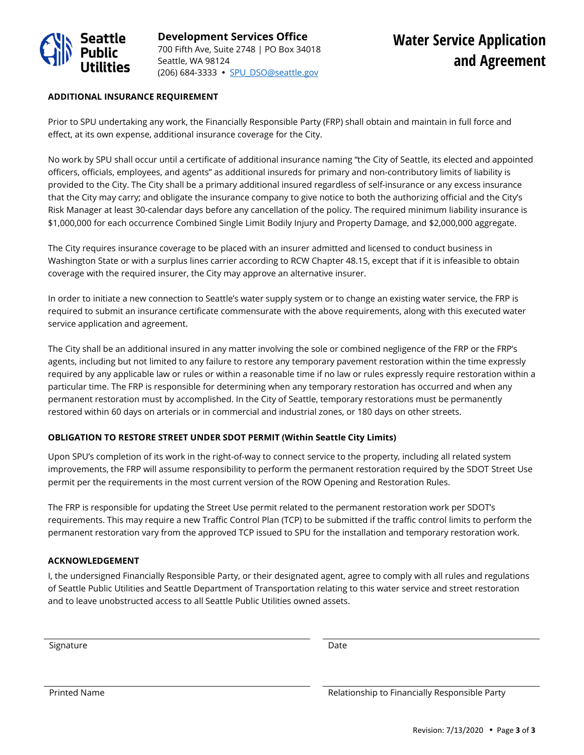# Water Service Application and Agreement

**Development Services Office**
700 Fifth Ave, Suite 2748 | PO Box 34018
Seattle, WA 98124
(206) 684-3333 • SPU_DSO@seattle.gov

**ADDITIONAL INSURANCE REQUIREMENT**

Prior to SPU undertaking any work, the Financially Responsible Party (FRP) shall obtain and maintain in full force and effect, at its own expense, additional insurance coverage for the City.

No work by SPU shall occur until a certificate of additional insurance naming "the City of Seattle, its elected and appointed officers, officials, employees, and agents" as additional insureds for primary and non-contributory limits of liability is provided to the City. The City shall be a primary additional insured regardless of self-insurance or any excess insurance that the City may carry; and obligate the insurance company to give notice to both the authorizing official and the City's Risk Manager at least 30-calendar days before any cancellation of the policy. The required minimum liability insurance is $1,000,000 for each occurrence Combined Single Limit Bodily Injury and Property Damage, and $2,000,000 aggregate.

The City requires insurance coverage to be placed with an insurer admitted and licensed to conduct business in Washington State or with a surplus lines carrier according to RCW Chapter 48.15, except that if it is infeasible to obtain coverage with the required insurer, the City may approve an alternative insurer.

In order to initiate a new connection to Seattle's water supply system or to change an existing water service, the FRP is required to submit an insurance certificate commensurate with the above requirements, along with this executed water service application and agreement.

The City shall be an additional insured in any matter involving the sole or combined negligence of the FRP or the FRP's agents, including but not limited to any failure to restore any temporary pavement restoration within the time expressly required by any applicable law or rules or within a reasonable time if no law or rules expressly require restoration within a particular time. The FRP is responsible for determining when any temporary restoration has occurred and when any permanent restoration must by accomplished. In the City of Seattle, temporary restorations must be permanently restored within 60 days on arterials or in commercial and industrial zones, or 180 days on other streets.

**OBLIGATION TO RESTORE STREET UNDER SDOT PERMIT (Within Seattle City Limits)**

Upon SPU's completion of its work in the right-of-way to connect service to the property, including all related system improvements, the FRP will assume responsibility to perform the permanent restoration required by the SDOT Street Use permit per the requirements in the most current version of the ROW Opening and Restoration Rules.

The FRP is responsible for updating the Street Use permit related to the permanent restoration work per SDOT's requirements. This may require a new Traffic Control Plan (TCP) to be submitted if the traffic control limits to perform the permanent restoration vary from the approved TCP issued to SPU for the installation and temporary restoration work.

**ACKNOWLEDGEMENT**

I, the undersigned Financially Responsible Party, or their designated agent, agree to comply with all rules and regulations of Seattle Public Utilities and Seattle Department of Transportation relating to this water service and street restoration and to leave unobstructed access to all Seattle Public Utilities owned assets.

| | |
|---|---|
| Signature | Date |
| Printed Name | Relationship to Financially Responsible Party |

Revision: 7/13/2020